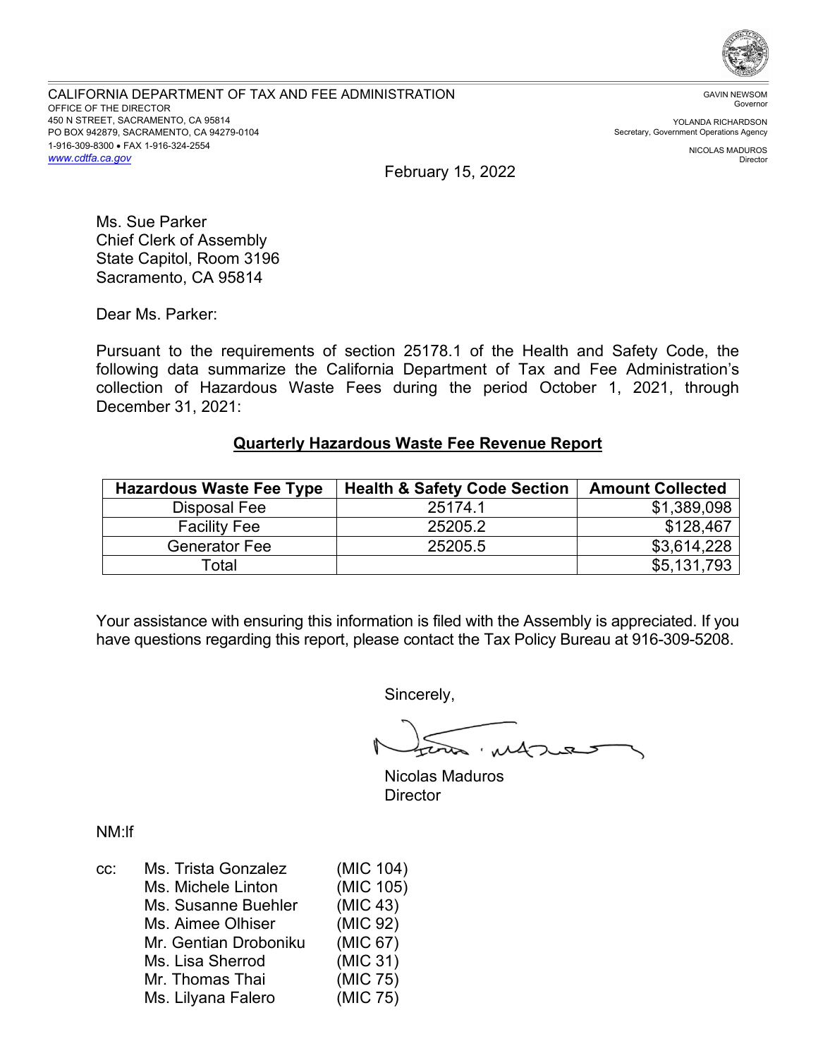CALIFORNIA DEPARTMENT OF TAX AND FEE ADMINISTRATION
OFFICE OF THE DIRECTOR
450 N STREET, SACRAMENTO, CA 95814
PO BOX 942879, SACRAMENTO, CA 94279-0104
1-916-309-8300 • FAX 1-916-324-2554
www.cdtfa.ca.gov

GAVIN NEWSOM
Governor

YOLANDA RICHARDSON
Secretary, Government Operations Agency

NICOLAS MADUROS
Director

February 15, 2022

Ms. Sue Parker
Chief Clerk of Assembly
State Capitol, Room 3196
Sacramento, CA 95814

Dear Ms. Parker:

Pursuant to the requirements of section 25178.1 of the Health and Safety Code, the following data summarize the California Department of Tax and Fee Administration's collection of Hazardous Waste Fees during the period October 1, 2021, through December 31, 2021:

## Quarterly Hazardous Waste Fee Revenue Report

| Hazardous Waste Fee Type | Health & Safety Code Section | Amount Collected |
|---|---|---|
| Disposal Fee | 25174.1 | $1,389,098 |
| Facility Fee | 25205.2 | $128,467 |
| Generator Fee | 25205.5 | $3,614,228 |
| Total | | $5,131,793 |

Your assistance with ensuring this information is filed with the Assembly is appreciated. If you have questions regarding this report, please contact the Tax Policy Bureau at 916-309-5208.

Sincerely,

Nicolas Maduros
Director

NM:lf

cc: Ms. Trista Gonzalez (MIC 104)
Ms. Michele Linton (MIC 105)
Ms. Susanne Buehler (MIC 43)
Ms. Aimee Olhiser (MIC 92)
Mr. Gentian Droboniku (MIC 67)
Ms. Lisa Sherrod (MIC 31)
Mr. Thomas Thai (MIC 75)
Ms. Lilyana Falero (MIC 75)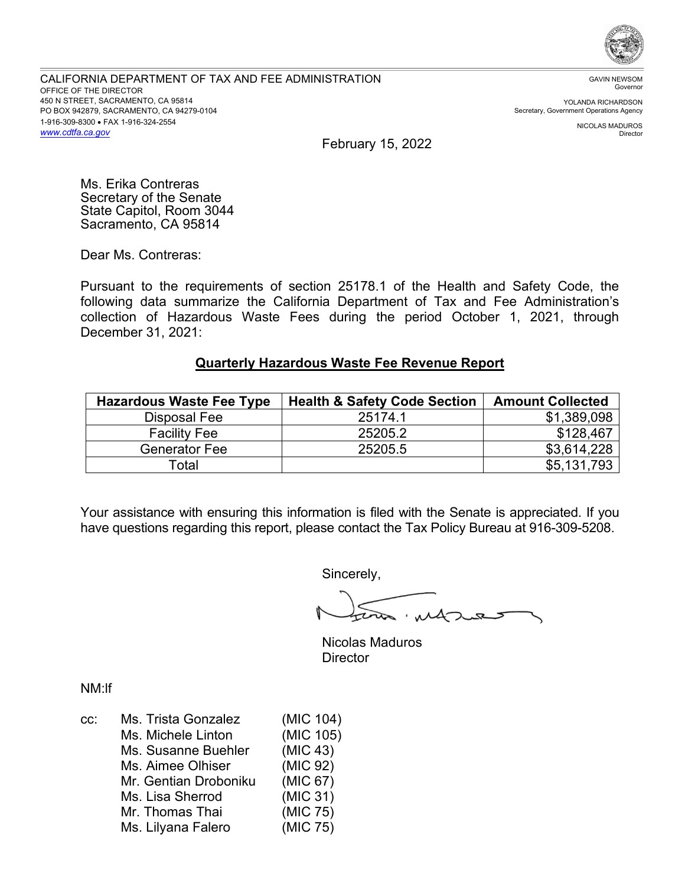CALIFORNIA DEPARTMENT OF TAX AND FEE ADMINISTRATION
OFFICE OF THE DIRECTOR
450 N STREET, SACRAMENTO, CA 95814
PO BOX 942879, SACRAMENTO, CA 94279-0104
1-916-309-8300 • FAX 1-916-324-2554
www.cdtfa.ca.gov

GAVIN NEWSOM
Governor

YOLANDA RICHARDSON
Secretary, Government Operations Agency

NICOLAS MADUROS
Director

February 15, 2022

Ms. Erika Contreras
Secretary of the Senate
State Capitol, Room 3044
Sacramento, CA 95814

Dear Ms. Contreras:

Pursuant to the requirements of section 25178.1 of the Health and Safety Code, the following data summarize the California Department of Tax and Fee Administration's collection of Hazardous Waste Fees during the period October 1, 2021, through December 31, 2021:

**Quarterly Hazardous Waste Fee Revenue Report**

| Hazardous Waste Fee Type | Health & Safety Code Section | Amount Collected |
|---|---|---|
| Disposal Fee | 25174.1 | $1,389,098 |
| Facility Fee | 25205.2 | $128,467 |
| Generator Fee | 25205.5 | $3,614,228 |
| Total | | $5,131,793 |

Your assistance with ensuring this information is filed with the Senate is appreciated. If you have questions regarding this report, please contact the Tax Policy Bureau at 916-309-5208.

Sincerely,

Nicolas Maduros
Director

NM:lf

cc:
- Ms. Trista Gonzalez (MIC 104)
- Ms. Michele Linton (MIC 105)
- Ms. Susanne Buehler (MIC 43)
- Ms. Aimee Olhiser (MIC 92)
- Mr. Gentian Droboniku (MIC 67)
- Ms. Lisa Sherrod (MIC 31)
- Mr. Thomas Thai (MIC 75)
- Ms. Lilyana Falero (MIC 75)